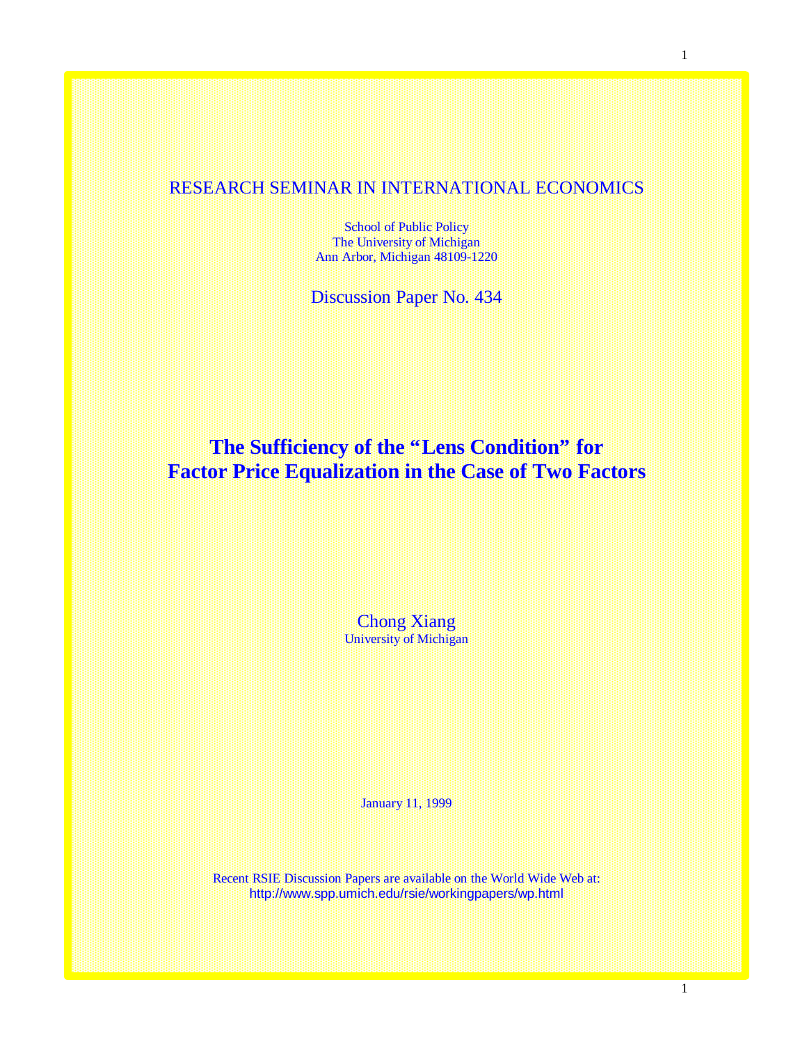RESEARCH SEMINAR IN INTERNATIONAL ECONOMICS

School of Public Policy
The University of Michigan
Ann Arbor, Michigan 48109-1220

Discussion Paper No. 434

# The Sufficiency of the "Lens Condition" for Factor Price Equalization in the Case of Two Factors

Chong Xiang
University of Michigan

January 11, 1999

Recent RSIE Discussion Papers are available on the World Wide Web at:
http://www.spp.umich.edu/rsie/workingpapers/wp.html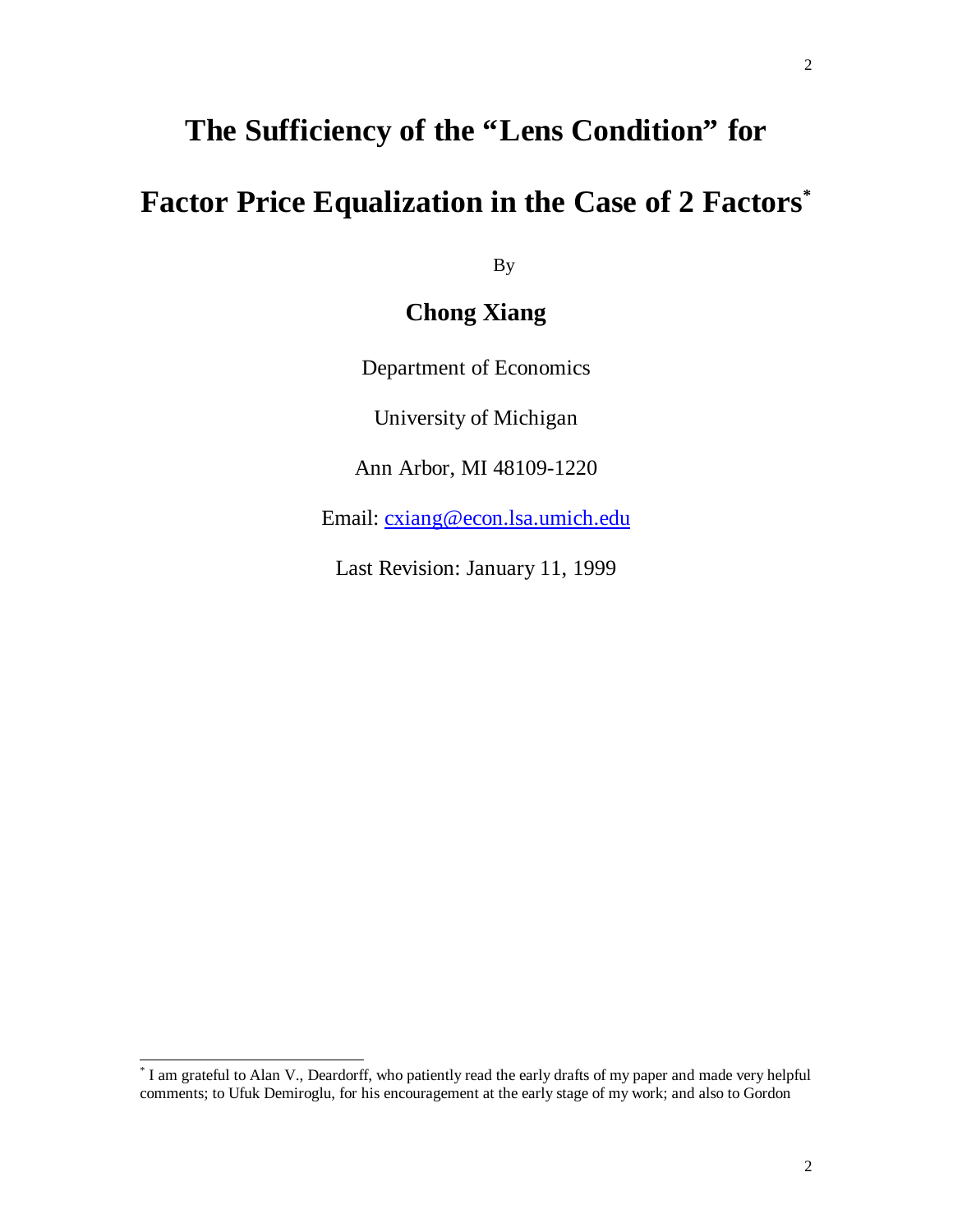# The Sufficiency of the "Lens Condition" for Factor Price Equalization in the Case of 2 Factors*

By

**Chong Xiang**

Department of Economics

University of Michigan

Ann Arbor, MI 48109-1220

Email: cxiang@econ.lsa.umich.edu

Last Revision: January 11, 1999

---

* I am grateful to Alan V., Deardorff, who patiently read the early drafts of my paper and made very helpful comments; to Ufuk Demiroglu, for his encouragement at the early stage of my work; and also to Gordon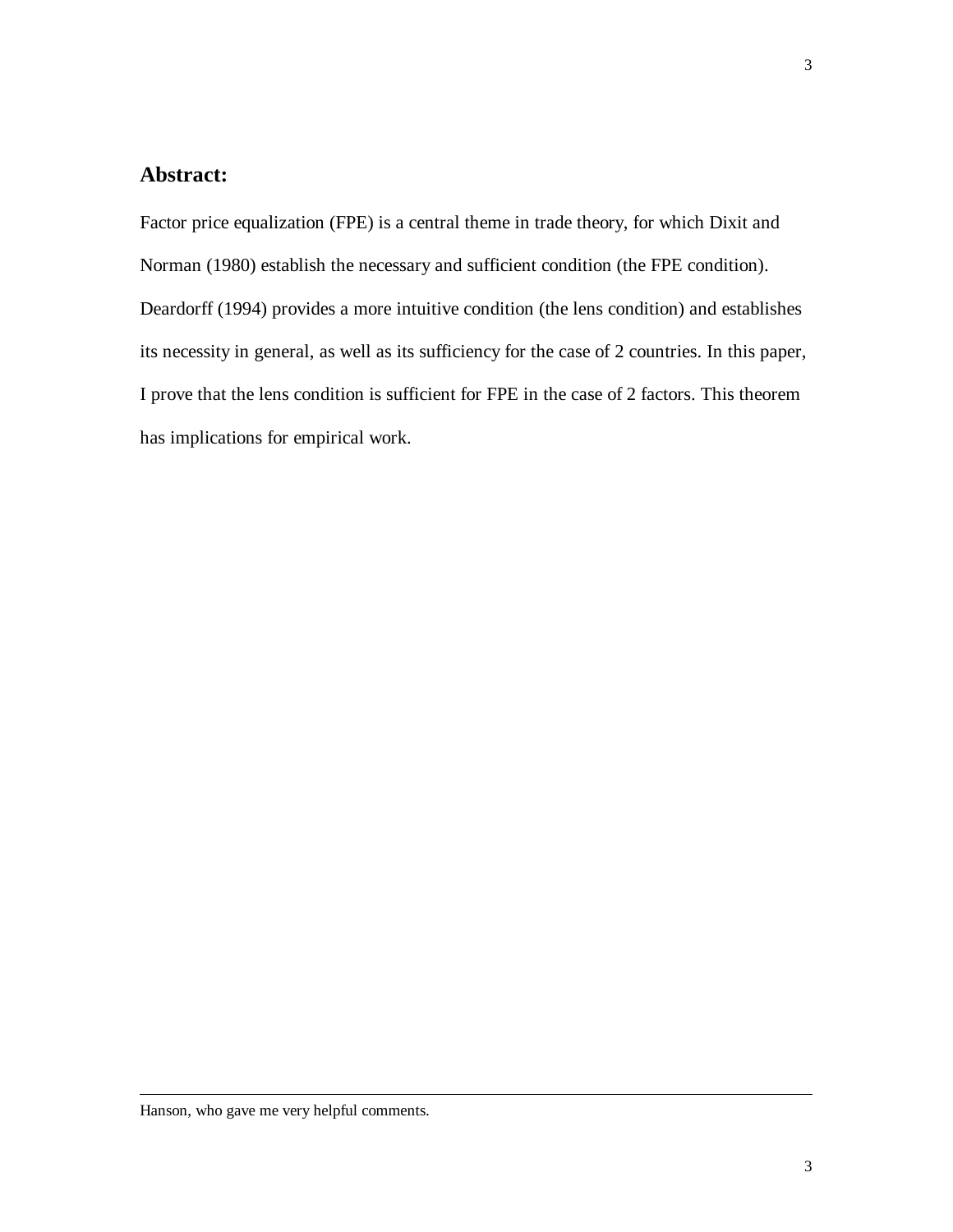## Abstract:

Factor price equalization (FPE) is a central theme in trade theory, for which Dixit and Norman (1980) establish the necessary and sufficient condition (the FPE condition). Deardorff (1994) provides a more intuitive condition (the lens condition) and establishes its necessity in general, as well as its sufficiency for the case of 2 countries. In this paper, I prove that the lens condition is sufficient for FPE in the case of 2 factors. This theorem has implications for empirical work.

---

Hanson, who gave me very helpful comments.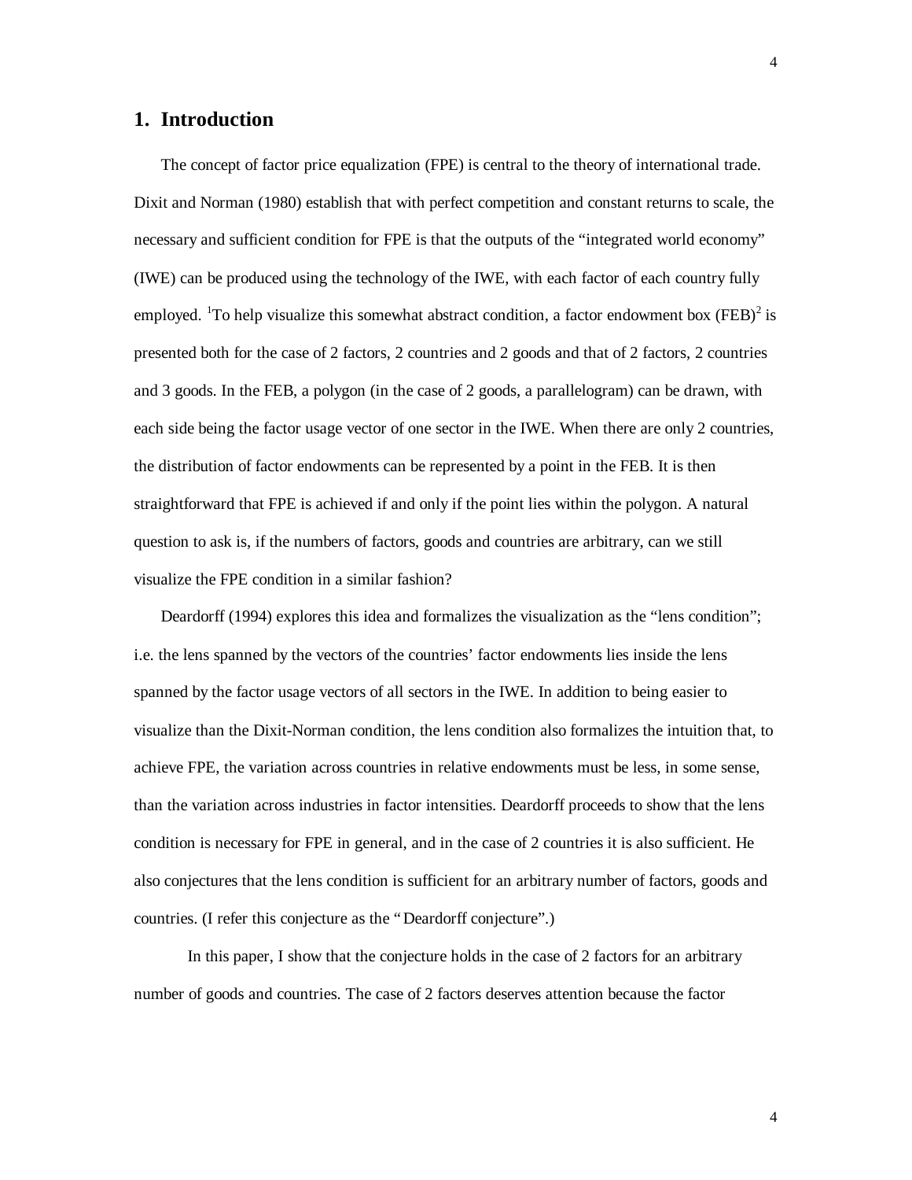## 1. Introduction

The concept of factor price equalization (FPE) is central to the theory of international trade. Dixit and Norman (1980) establish that with perfect competition and constant returns to scale, the necessary and sufficient condition for FPE is that the outputs of the "integrated world economy" (IWE) can be produced using the technology of the IWE, with each factor of each country fully employed. [1]To help visualize this somewhat abstract condition, a factor endowment box (FEB)[2] is presented both for the case of 2 factors, 2 countries and 2 goods and that of 2 factors, 2 countries and 3 goods. In the FEB, a polygon (in the case of 2 goods, a parallelogram) can be drawn, with each side being the factor usage vector of one sector in the IWE. When there are only 2 countries, the distribution of factor endowments can be represented by a point in the FEB. It is then straightforward that FPE is achieved if and only if the point lies within the polygon. A natural question to ask is, if the numbers of factors, goods and countries are arbitrary, can we still visualize the FPE condition in a similar fashion?

Deardorff (1994) explores this idea and formalizes the visualization as the "lens condition"; i.e. the lens spanned by the vectors of the countries' factor endowments lies inside the lens spanned by the factor usage vectors of all sectors in the IWE. In addition to being easier to visualize than the Dixit-Norman condition, the lens condition also formalizes the intuition that, to achieve FPE, the variation across countries in relative endowments must be less, in some sense, than the variation across industries in factor intensities. Deardorff proceeds to show that the lens condition is necessary for FPE in general, and in the case of 2 countries it is also sufficient. He also conjectures that the lens condition is sufficient for an arbitrary number of factors, goods and countries. (I refer this conjecture as the "Deardorff conjecture".)

In this paper, I show that the conjecture holds in the case of 2 factors for an arbitrary number of goods and countries. The case of 2 factors deserves attention because the factor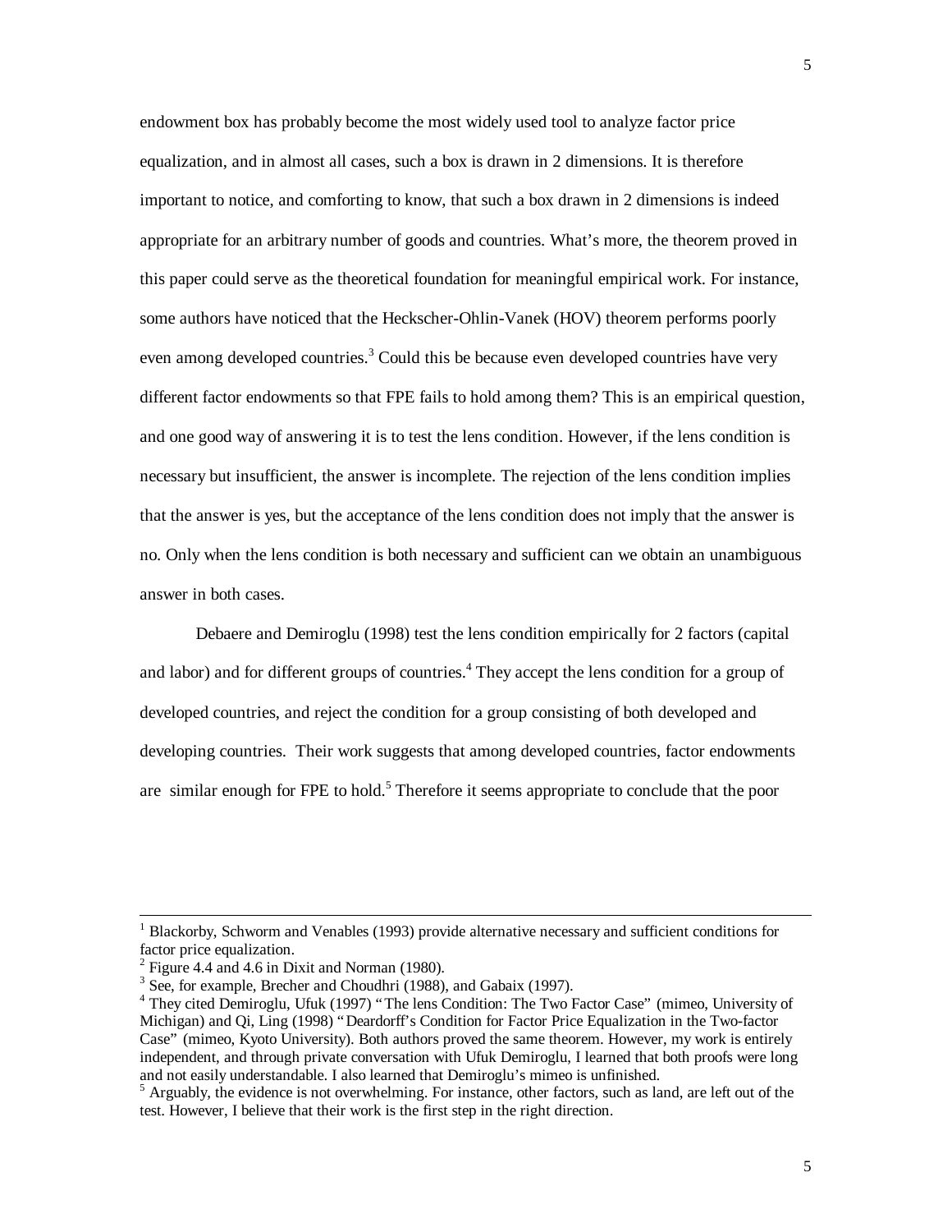endowment box has probably become the most widely used tool to analyze factor price equalization, and in almost all cases, such a box is drawn in 2 dimensions. It is therefore important to notice, and comforting to know, that such a box drawn in 2 dimensions is indeed appropriate for an arbitrary number of goods and countries. What's more, the theorem proved in this paper could serve as the theoretical foundation for meaningful empirical work. For instance, some authors have noticed that the Heckscher-Ohlin-Vanek (HOV) theorem performs poorly even among developed countries.[3] Could this be because even developed countries have very different factor endowments so that FPE fails to hold among them? This is an empirical question, and one good way of answering it is to test the lens condition. However, if the lens condition is necessary but insufficient, the answer is incomplete. The rejection of the lens condition implies that the answer is yes, but the acceptance of the lens condition does not imply that the answer is no. Only when the lens condition is both necessary and sufficient can we obtain an unambiguous answer in both cases.

Debaere and Demiroglu (1998) test the lens condition empirically for 2 factors (capital and labor) and for different groups of countries.[4] They accept the lens condition for a group of developed countries, and reject the condition for a group consisting of both developed and developing countries. Their work suggests that among developed countries, factor endowments are similar enough for FPE to hold.[5] Therefore it seems appropriate to conclude that the poor

---

[1] Blackorby, Schworm and Venables (1993) provide alternative necessary and sufficient conditions for factor price equalization.

[2] Figure 4.4 and 4.6 in Dixit and Norman (1980).

[3] See, for example, Brecher and Choudhri (1988), and Gabaix (1997).

[4] They cited Demiroglu, Ufuk (1997) "The lens Condition: The Two Factor Case" (mimeo, University of Michigan) and Qi, Ling (1998) "Deardorff's Condition for Factor Price Equalization in the Two-factor Case" (mimeo, Kyoto University). Both authors proved the same theorem. However, my work is entirely independent, and through private conversation with Ufuk Demiroglu, I learned that both proofs were long and not easily understandable. I also learned that Demiroglu's mimeo is unfinished.

[5] Arguably, the evidence is not overwhelming. For instance, other factors, such as land, are left out of the test. However, I believe that their work is the first step in the right direction.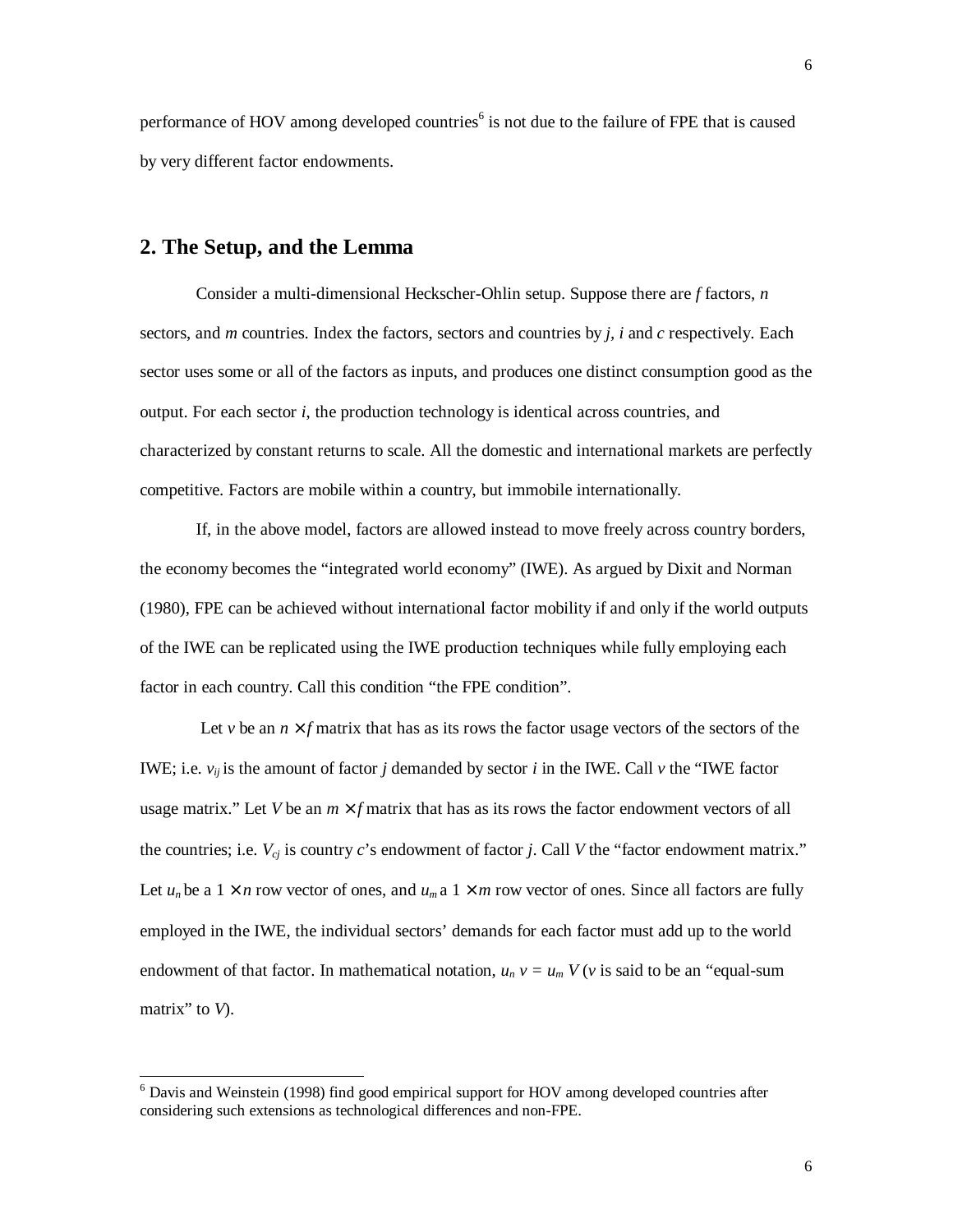performance of HOV among developed countries[6] is not due to the failure of FPE that is caused by very different factor endowments.

## 2. The Setup, and the Lemma

Consider a multi-dimensional Heckscher-Ohlin setup. Suppose there are $f$ factors, $n$ sectors, and $m$ countries. Index the factors, sectors and countries by $j$, $i$ and $c$ respectively. Each sector uses some or all of the factors as inputs, and produces one distinct consumption good as the output. For each sector $i$, the production technology is identical across countries, and characterized by constant returns to scale. All the domestic and international markets are perfectly competitive. Factors are mobile within a country, but immobile internationally.

If, in the above model, factors are allowed instead to move freely across country borders, the economy becomes the "integrated world economy" (IWE). As argued by Dixit and Norman (1980), FPE can be achieved without international factor mobility if and only if the world outputs of the IWE can be replicated using the IWE production techniques while fully employing each factor in each country. Call this condition "the FPE condition".

Let $v$ be an $n \times f$ matrix that has as its rows the factor usage vectors of the sectors of the IWE; i.e. $v_{ij}$ is the amount of factor $j$ demanded by sector $i$ in the IWE. Call $v$ the "IWE factor usage matrix." Let $V$ be an $m \times f$ matrix that has as its rows the factor endowment vectors of all the countries; i.e. $V_{cj}$ is country $c$'s endowment of factor $j$. Call $V$ the "factor endowment matrix." Let $u_n$ be a $1 \times n$ row vector of ones, and $u_m$ a $1 \times m$ row vector of ones. Since all factors are fully employed in the IWE, the individual sectors' demands for each factor must add up to the world endowment of that factor. In mathematical notation, $u_n\, v = u_m\, V$ ($v$ is said to be an "equal-sum matrix" to $V$).

---

[6] Davis and Weinstein (1998) find good empirical support for HOV among developed countries after considering such extensions as technological differences and non-FPE.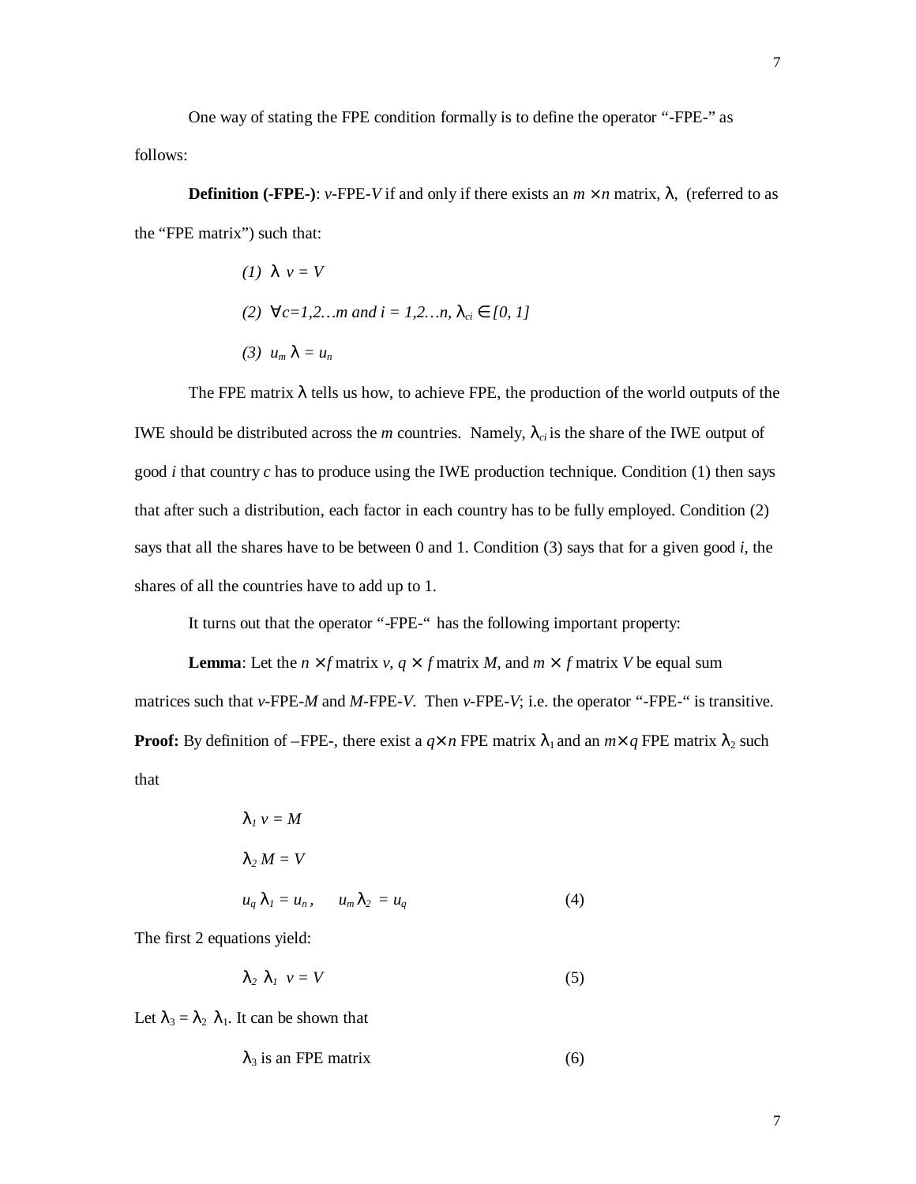One way of stating the FPE condition formally is to define the operator "-FPE-" as follows:

**Definition (-FPE-)**: $v$-FPE-$V$ if and only if there exists an $m \times n$ matrix, $\lambda$, (referred to as the "FPE matrix") such that:

$$(1)\ \lambda\, v = V$$

$$(2)\ \forall c = 1,2\ldots m \text{ and } i = 1,2\ldots n,\ \lambda_{ci} \in [0, 1]$$

$$(3)\ u_m \lambda = u_n$$

The FPE matrix $\lambda$ tells us how, to achieve FPE, the production of the world outputs of the IWE should be distributed across the $m$ countries. Namely, $\lambda_{ci}$ is the share of the IWE output of good $i$ that country $c$ has to produce using the IWE production technique. Condition (1) then says that after such a distribution, each factor in each country has to be fully employed. Condition (2) says that all the shares have to be between 0 and 1. Condition (3) says that for a given good $i$, the shares of all the countries have to add up to 1.

It turns out that the operator "-FPE-" has the following important property:

**Lemma**: Let the $n \times f$ matrix $v$, $q \times f$ matrix $M$, and $m \times f$ matrix $V$ be equal sum matrices such that $v$-FPE-$M$ and $M$-FPE-$V$. Then $v$-FPE-$V$; i.e. the operator "-FPE-" is transitive.

**Proof:** By definition of –FPE-, there exist a $q \times n$ FPE matrix $\lambda_1$ and an $m \times q$ FPE matrix $\lambda_2$ such that

$$\lambda_1\, v = M$$

$$\lambda_2\, M = V$$

$$u_q\, \lambda_1 = u_n, \qquad u_m \lambda_2 = u_q \qquad (4)$$

The first 2 equations yield:

$$\lambda_2\ \lambda_1\ v = V \qquad (5)$$

Let $\lambda_3 = \lambda_2\ \lambda_1$. It can be shown that

$$\lambda_3 \text{ is an FPE matrix} \qquad (6)$$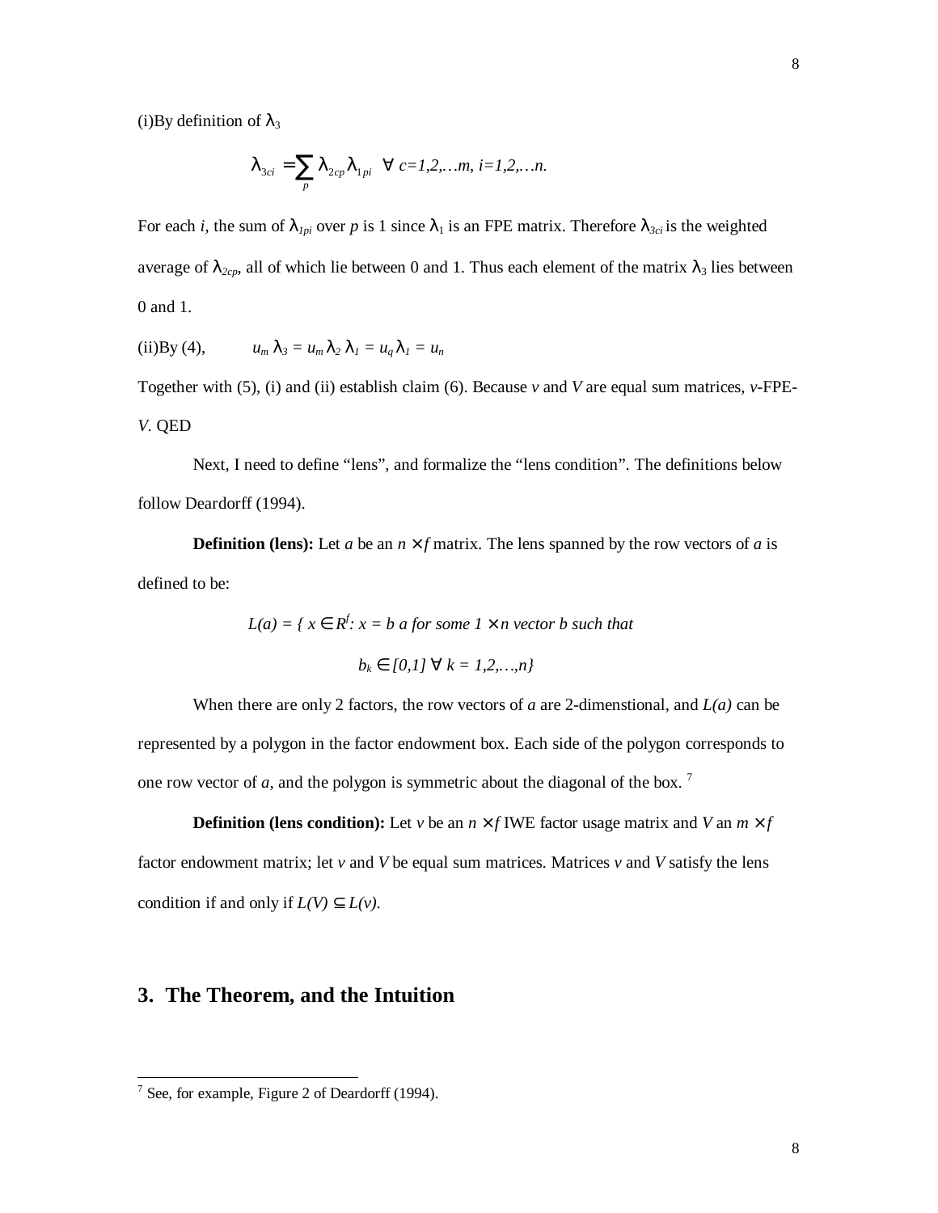(i)By definition of $\lambda_3$

$$\lambda_{3ci} = \sum_p \lambda_{2cp} \lambda_{1pi} \quad \forall \; c=1,2,\ldots m, \; i=1,2,\ldots n.$$

For each *i*, the sum of $\lambda_{1pi}$ over *p* is 1 since $\lambda_1$ is an FPE matrix. Therefore $\lambda_{3ci}$ is the weighted average of $\lambda_{2cp}$, all of which lie between 0 and 1. Thus each element of the matrix $\lambda_3$ lies between 0 and 1.

(ii)By (4), $\quad u_m \lambda_3 = u_m \lambda_2 \lambda_1 = u_q \lambda_1 = u_n$

Together with (5), (i) and (ii) establish claim (6). Because *v* and *V* are equal sum matrices, *v*-FPE-*V*. QED

Next, I need to define "lens", and formalize the "lens condition". The definitions below follow Deardorff (1994).

**Definition (lens):** Let *a* be an $n \times f$ matrix. The lens spanned by the row vectors of *a* is defined to be:

$$L(a) = \{ x \in R^f : x = b\,a \text{ for some } 1 \times n \text{ vector } b \text{ such that } b_k \in [0,1] \; \forall \; k = 1,2,\ldots,n \}$$

When there are only 2 factors, the row vectors of *a* are 2-dimenstional, and $L(a)$ can be represented by a polygon in the factor endowment box. Each side of the polygon corresponds to one row vector of *a,* and the polygon is symmetric about the diagonal of the box. [7]

**Definition (lens condition):** Let *v* be an $n \times f$ IWE factor usage matrix and *V* an $m \times f$ factor endowment matrix; let *v* and *V* be equal sum matrices. Matrices *v* and *V* satisfy the lens condition if and only if $L(V) \subseteq L(v)$.

## 3. The Theorem, and the Intuition

---

[7] See, for example, Figure 2 of Deardorff (1994).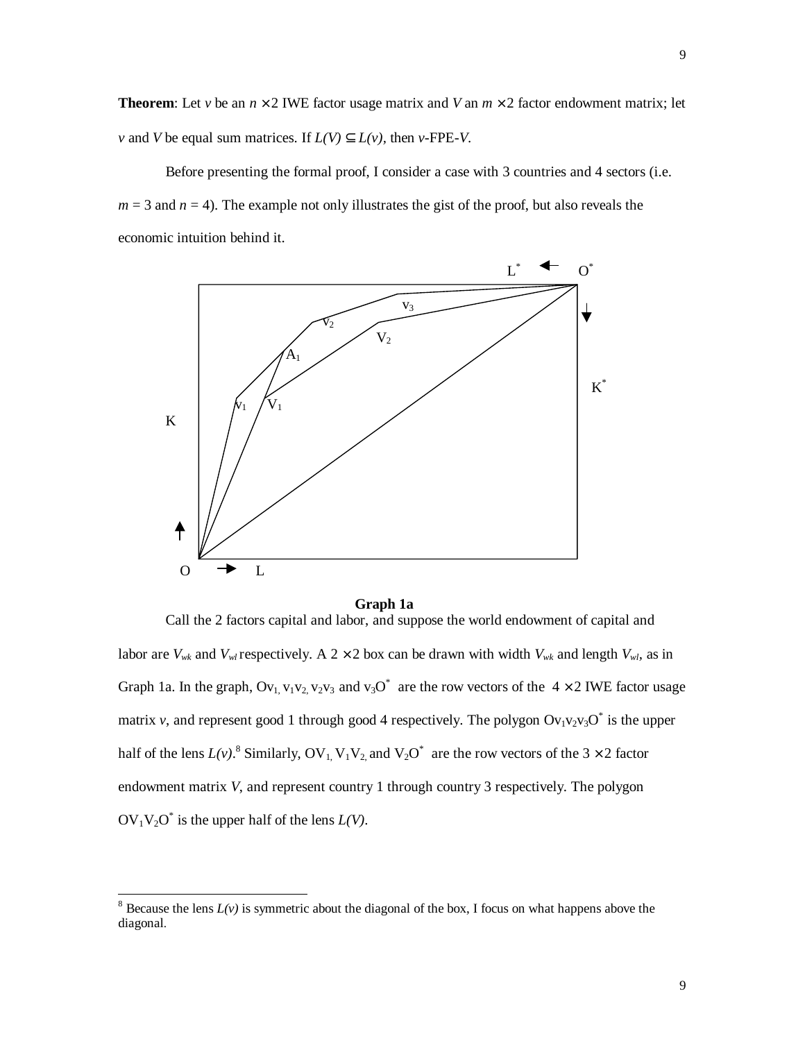**Theorem**: Let $v$ be an $n \times 2$ IWE factor usage matrix and $V$ an $m \times 2$ factor endowment matrix; let $v$ and $V$ be equal sum matrices. If $L(V) \subseteq L(v)$, then $v$-FPE-$V$.

Before presenting the formal proof, I consider a case with 3 countries and 4 sectors (i.e. $m = 3$ and $n = 4$). The example not only illustrates the gist of the proof, but also reveals the economic intuition behind it.

**Graph 1a**

Call the 2 factors capital and labor, and suppose the world endowment of capital and labor are $V_{wk}$ and $V_{wl}$ respectively. A $2 \times 2$ box can be drawn with width $V_{wk}$ and length $V_{wl}$, as in Graph 1a. In the graph, $Ov_1$, $v_1v_2$, $v_2v_3$ and $v_3O^*$ are the row vectors of the $4 \times 2$ IWE factor usage matrix $v$, and represent good 1 through good 4 respectively. The polygon $Ov_1v_2v_3O^*$ is the upper half of the lens $L(v)$.[8] Similarly, $OV_1$, $V_1V_2$, and $V_2O^*$ are the row vectors of the $3 \times 2$ factor endowment matrix $V$, and represent country 1 through country 3 respectively. The polygon $OV_1V_2O^*$ is the upper half of the lens $L(V)$.

[8] Because the lens $L(v)$ is symmetric about the diagonal of the box, I focus on what happens above the diagonal.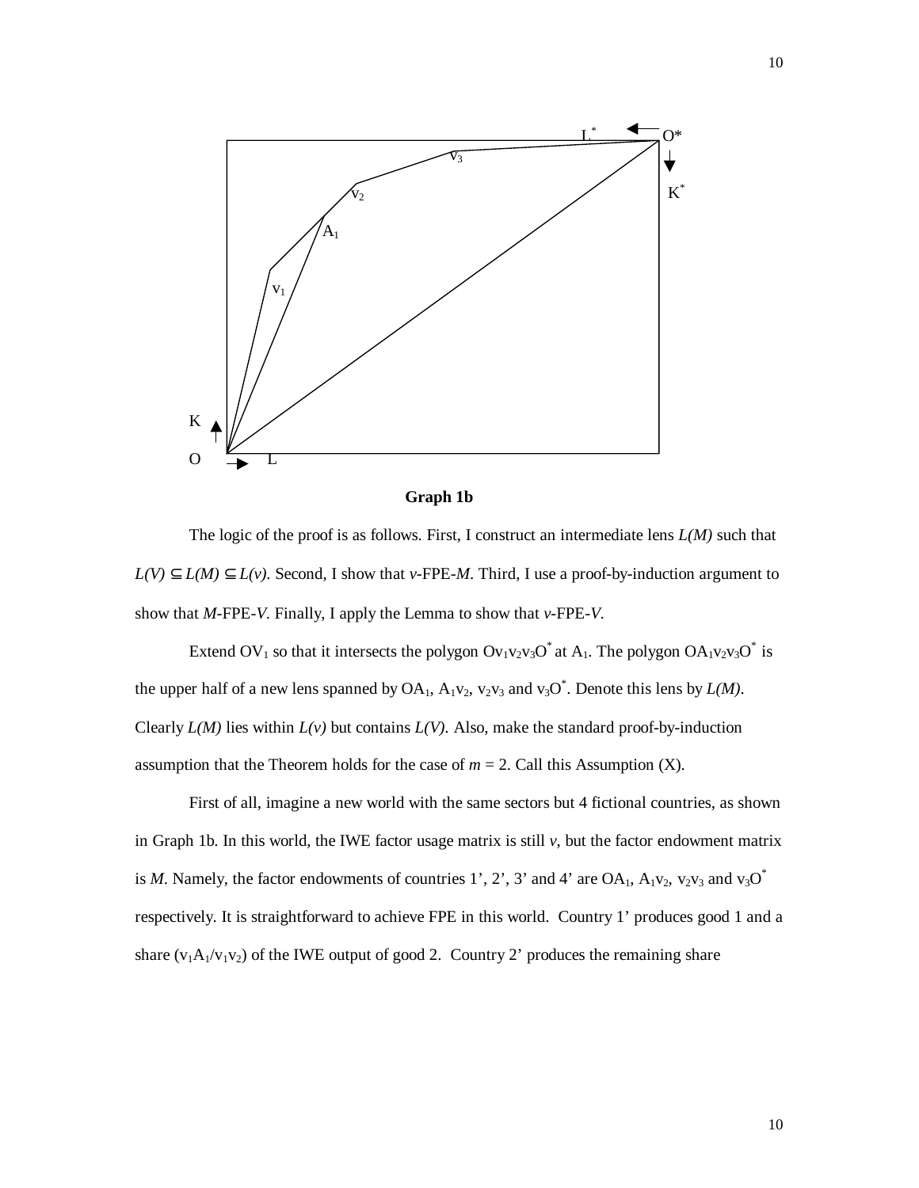**Graph 1b**

The logic of the proof is as follows. First, I construct an intermediate lens $L(M)$ such that $L(V) \subseteq L(M) \subseteq L(v)$. Second, I show that $v$-FPE-$M$. Third, I use a proof-by-induction argument to show that $M$-FPE-$V$. Finally, I apply the Lemma to show that $v$-FPE-$V$.

Extend $OV_1$ so that it intersects the polygon $Ov_1v_2v_3O^*$ at $A_1$. The polygon $OA_1v_2v_3O^*$ is the upper half of a new lens spanned by $OA_1$, $A_1v_2$, $v_2v_3$ and $v_3O^*$. Denote this lens by $L(M)$. Clearly $L(M)$ lies within $L(v)$ but contains $L(V)$. Also, make the standard proof-by-induction assumption that the Theorem holds for the case of $m = 2$. Call this Assumption (X).

First of all, imagine a new world with the same sectors but 4 fictional countries, as shown in Graph 1b. In this world, the IWE factor usage matrix is still $v$, but the factor endowment matrix is $M$. Namely, the factor endowments of countries 1', 2', 3' and 4' are $OA_1$, $A_1v_2$, $v_2v_3$ and $v_3O^*$ respectively. It is straightforward to achieve FPE in this world. Country 1' produces good 1 and a share $(v_1A_1/v_1v_2)$ of the IWE output of good 2. Country 2' produces the remaining share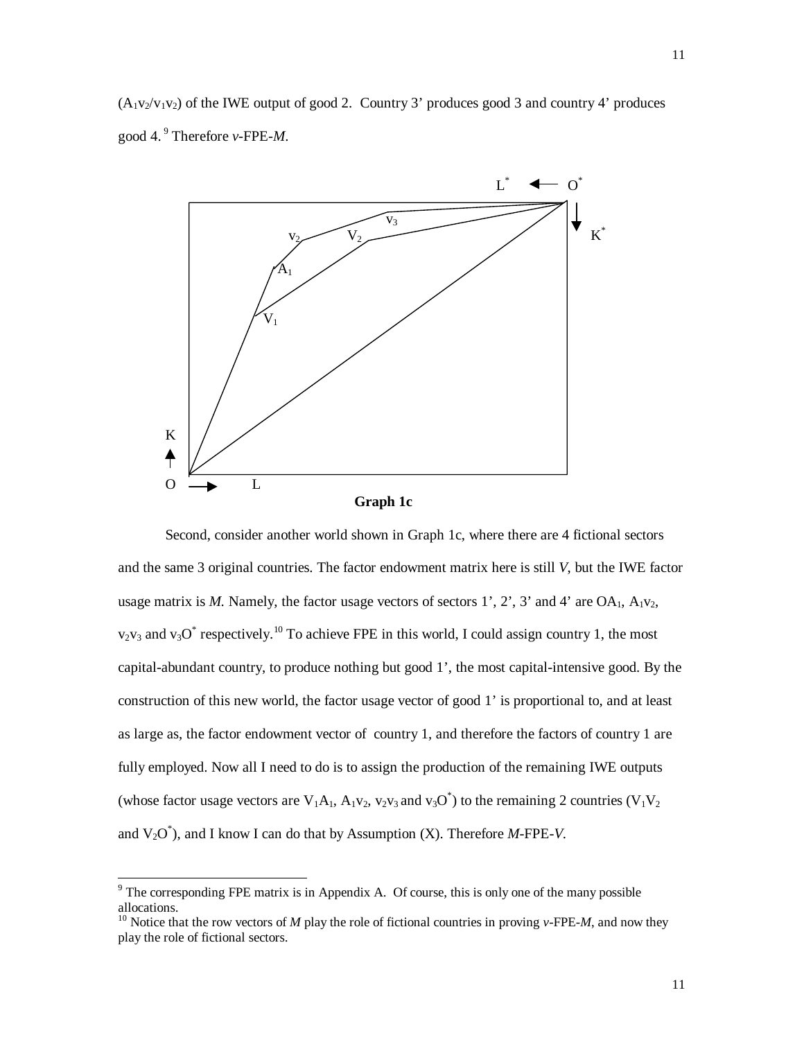($A_1v_2/v_1v_2$) of the IWE output of good 2. Country 3' produces good 3 and country 4' produces good 4.[9] Therefore *v*-FPE-*M*.

**Graph 1c**

Second, consider another world shown in Graph 1c, where there are 4 fictional sectors and the same 3 original countries. The factor endowment matrix here is still *V*, but the IWE factor usage matrix is *M*. Namely, the factor usage vectors of sectors 1', 2', 3' and 4' are $OA_1$, $A_1v_2$, $v_2v_3$ and $v_3O^*$ respectively.[10] To achieve FPE in this world, I could assign country 1, the most capital-abundant country, to produce nothing but good 1', the most capital-intensive good. By the construction of this new world, the factor usage vector of good 1' is proportional to, and at least as large as, the factor endowment vector of country 1, and therefore the factors of country 1 are fully employed. Now all I need to do is to assign the production of the remaining IWE outputs (whose factor usage vectors are $V_1A_1$, $A_1v_2$, $v_2v_3$ and $v_3O^*$) to the remaining 2 countries ($V_1V_2$ and $V_2O^*$), and I know I can do that by Assumption (X). Therefore *M*-FPE-*V*.

---

[9] The corresponding FPE matrix is in Appendix A. Of course, this is only one of the many possible allocations.

[10] Notice that the row vectors of *M* play the role of fictional countries in proving *v*-FPE-*M*, and now they play the role of fictional sectors.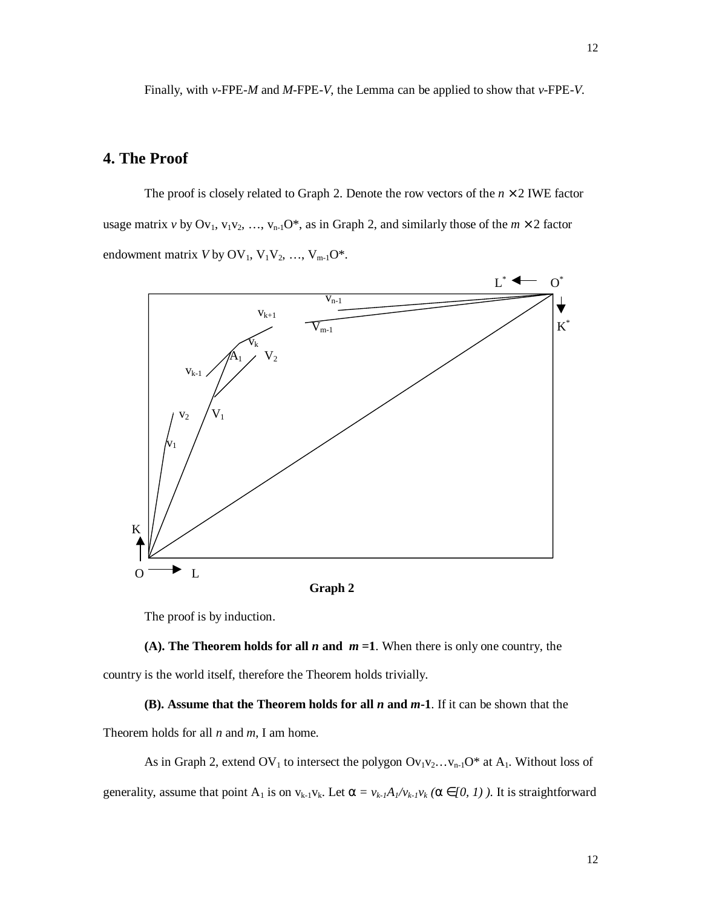Finally, with *v*-FPE-*M* and *M*-FPE-*V*, the Lemma can be applied to show that *v*-FPE-*V*.

## 4. The Proof

The proof is closely related to Graph 2. Denote the row vectors of the $n \times 2$ IWE factor usage matrix *v* by $Ov_1$, $v_1v_2$, …, $v_{n-1}O^*$, as in Graph 2, and similarly those of the $m \times 2$ factor endowment matrix *V* by $OV_1$, $V_1V_2$, …, $V_{m-1}O^*$.

**Graph 2**

The proof is by induction.

**(A). The Theorem holds for all *n* and $m$ =1**. When there is only one country, the country is the world itself, therefore the Theorem holds trivially.

**(B). Assume that the Theorem holds for all *n* and *m*-1**. If it can be shown that the Theorem holds for all *n* and *m*, I am home.

As in Graph 2, extend $OV_1$ to intersect the polygon $Ov_1v_2…v_{n-1}O^*$ at $A_1$. Without loss of generality, assume that point $A_1$ is on $v_{k-1}v_k$. Let $\alpha = v_{k-1}A_1/v_{k-1}v_k$ ($\alpha \in [0, 1)$ ). It is straightforward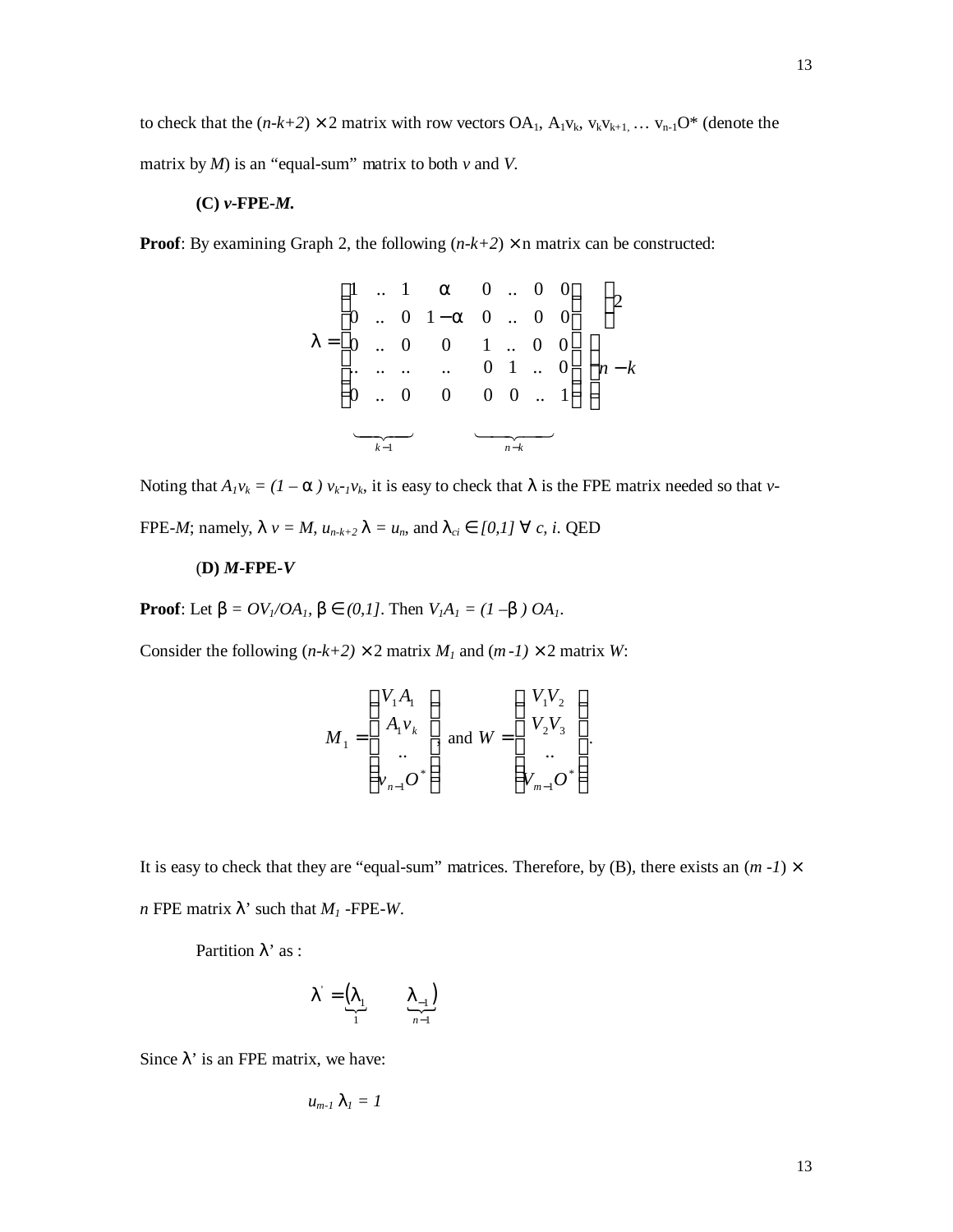to check that the $(n\text{-}k+2) \times 2$ matrix with row vectors $OA_1$, $A_1v_k$, $v_kv_{k+1}, \ldots v_{n-1}O^*$ (denote the matrix by $M$) is an "equal-sum" matrix to both $v$ and $V$.

**(C) *v*-FPE-*M*.**

**Proof**: By examining Graph 2, the following $(n\text{-}k+2) \times$ n matrix can be constructed:

$$\lambda = \begin{pmatrix} 1 & .. & 1 & \alpha & 0 & .. & 0 & 0 \\ 0 & .. & 0 & 1-\alpha & 0 & .. & 0 & 0 \\ 0 & .. & 0 & 0 & 1 & .. & 0 & 0 \\ .. & .. & .. & .. & 0 & 1 & .. & 0 \\ 0 & .. & 0 & 0 & 0 & 0 & .. & 1 \end{pmatrix} \begin{matrix} \}2 \\ \\ \\ \}n-k \\ \\ \end{matrix}$$

where the first $k-1$ columns and the last $n-k$ columns are indicated by underbraces.

Noting that $A_1v_k = (1 - \alpha)\, v_{k-1}v_k$, it is easy to check that $\lambda$ is the FPE matrix needed so that $v$-FPE-$M$; namely, $\lambda\, v = M$, $u_{n-k+2}\, \lambda = u_n$, and $\lambda_{ci} \in [0,1]\ \forall\ c, i$. QED

**(D) *M*-FPE-*V***

**Proof**: Let $\beta = OV_1/OA_1$, $\beta \in (0,1]$. Then $V_1A_1 = (1 - \beta)\, OA_1$.

Consider the following $(n\text{-}k+2) \times 2$ matrix $M_1$ and $(m\text{-}1) \times 2$ matrix $W$:

$$M_1 = \begin{pmatrix} V_1A_1 \\ A_1v_k \\ .. \\ v_{n-1}O^* \end{pmatrix}, \text{ and } W = \begin{pmatrix} V_1V_2 \\ V_2V_3 \\ .. \\ V_{m-1}O^* \end{pmatrix}.$$

It is easy to check that they are "equal-sum" matrices. Therefore, by (B), there exists an $(m\text{-}1) \times n$ FPE matrix $\lambda'$ such that $M_1$ -FPE-$W$.

Partition $\lambda'$ as :

$$\lambda' = \big(\underbrace{\lambda_1}_{1} \quad \underbrace{\lambda_{-1}}_{n-1}\big)$$

Since $\lambda'$ is an FPE matrix, we have:

$$u_{m-1}\, \lambda_1 = 1$$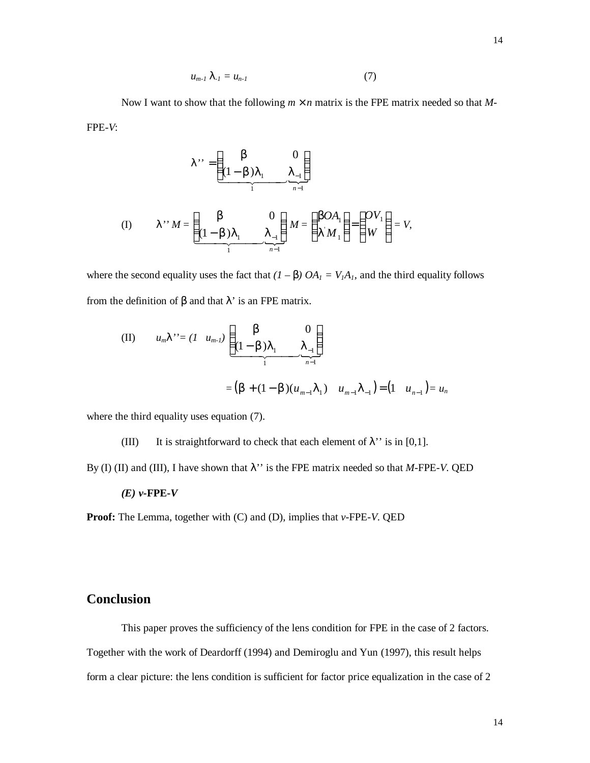$$u_{m-1}\,\lambda_{-1} = u_{n-1} \qquad (7)$$

Now I want to show that the following $m \times n$ matrix is the FPE matrix needed so that *M*-FPE-*V*:

$$\lambda'' = \begin{pmatrix} \beta & 0 \\ \underbrace{(1-\beta)\lambda_1}_{1} & \underbrace{\lambda_{-1}}_{n-1} \end{pmatrix}$$

(I) $$\lambda''\, M = \begin{pmatrix} \beta & 0 \\ \underbrace{(1-\beta)\lambda_1}_{1} & \underbrace{\lambda_{-1}}_{n-1} \end{pmatrix} M = \begin{pmatrix} \beta OA_1 \\ \lambda' M_1 \end{pmatrix} = \begin{pmatrix} OV_1 \\ W \end{pmatrix} = V,$$

where the second equality uses the fact that $(1-\beta)\, OA_1 = V_1A_1$, and the third equality follows from the definition of $\beta$ and that $\lambda'$ is an FPE matrix.

(II) $$u_m\lambda'' = (1 \quad u_{m-1}) \begin{pmatrix} \beta & 0 \\ \underbrace{(1-\beta)\lambda_1}_{1} & \underbrace{\lambda_{-1}}_{n-1} \end{pmatrix}$$

$$= \left(\beta + (1-\beta)(u_{m-1}\lambda_1) \quad u_{m-1}\lambda_{-1}\right) = \left(1 \quad u_{n-1}\right) = u_n$$

where the third equality uses equation (7).

(III) It is straightforward to check that each element of $\lambda''$ is in [0,1].

By (I) (II) and (III), I have shown that $\lambda''$ is the FPE matrix needed so that *M*-FPE-*V*. QED

***(E) v*-FPE-*V***

**Proof:** The Lemma, together with (C) and (D), implies that *v*-FPE-*V*. QED

## Conclusion

This paper proves the sufficiency of the lens condition for FPE in the case of 2 factors. Together with the work of Deardorff (1994) and Demiroglu and Yun (1997), this result helps form a clear picture: the lens condition is sufficient for factor price equalization in the case of 2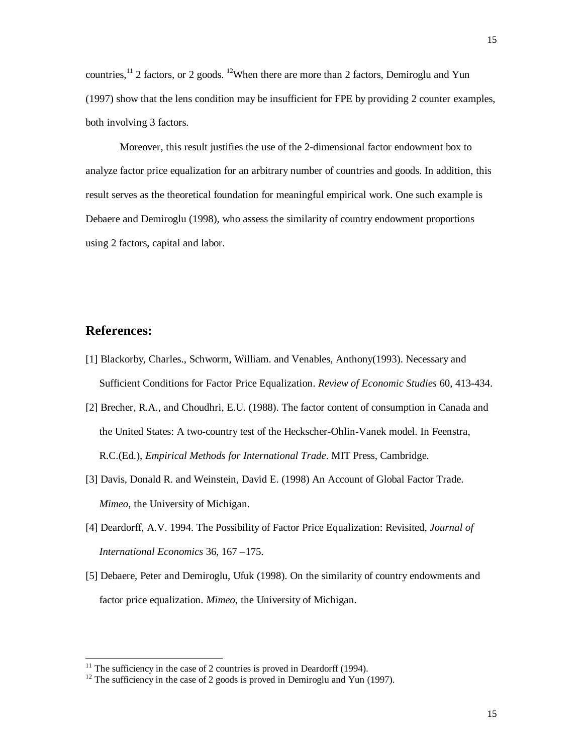countries,[11] 2 factors, or 2 goods. [12]When there are more than 2 factors, Demiroglu and Yun (1997) show that the lens condition may be insufficient for FPE by providing 2 counter examples, both involving 3 factors.

Moreover, this result justifies the use of the 2-dimensional factor endowment box to analyze factor price equalization for an arbitrary number of countries and goods. In addition, this result serves as the theoretical foundation for meaningful empirical work. One such example is Debaere and Demiroglu (1998), who assess the similarity of country endowment proportions using 2 factors, capital and labor.

## References:

[1] Blackorby, Charles., Schworm, William. and Venables, Anthony(1993). Necessary and Sufficient Conditions for Factor Price Equalization. *Review of Economic Studies* 60, 413-434.

[2] Brecher, R.A., and Choudhri, E.U. (1988). The factor content of consumption in Canada and the United States: A two-country test of the Heckscher-Ohlin-Vanek model. In Feenstra, R.C.(Ed.), *Empirical Methods for International Trade*. MIT Press, Cambridge.

[3] Davis, Donald R. and Weinstein, David E. (1998) An Account of Global Factor Trade. *Mimeo*, the University of Michigan.

[4] Deardorff, A.V. 1994. The Possibility of Factor Price Equalization: Revisited, *Journal of International Economics* 36, 167 –175.

[5] Debaere, Peter and Demiroglu, Ufuk (1998). On the similarity of country endowments and factor price equalization. *Mimeo*, the University of Michigan.

---

[11] The sufficiency in the case of 2 countries is proved in Deardorff (1994).

[12] The sufficiency in the case of 2 goods is proved in Demiroglu and Yun (1997).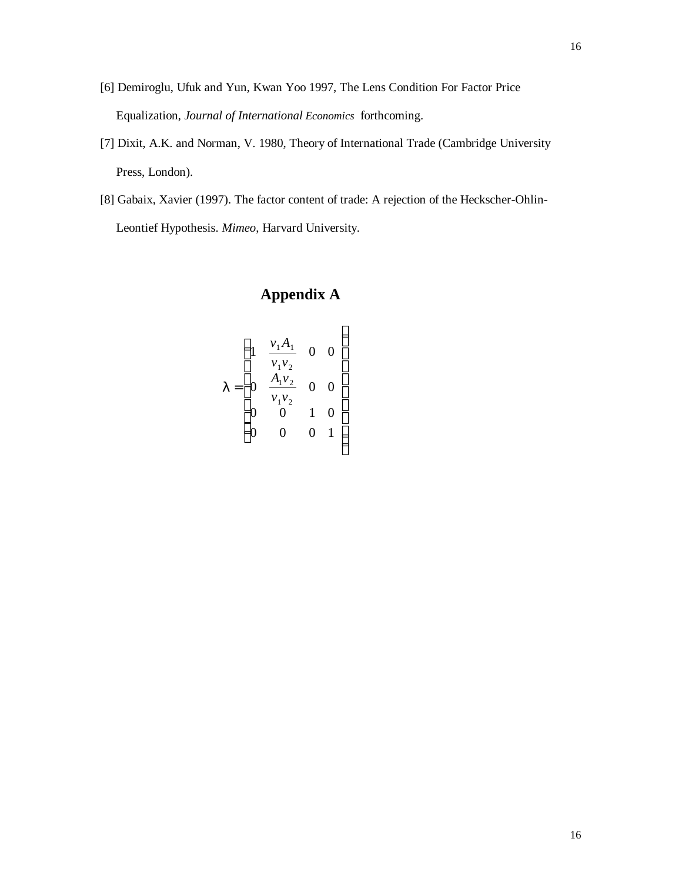[6] Demiroglu, Ufuk and Yun, Kwan Yoo 1997, The Lens Condition For Factor Price Equalization, *Journal of International Economics* forthcoming.

[7] Dixit, A.K. and Norman, V. 1980, Theory of International Trade (Cambridge University Press, London).

[8] Gabaix, Xavier (1997). The factor content of trade: A rejection of the Heckscher-Ohlin-Leontief Hypothesis. *Mimeo*, Harvard University.

# Appendix A

$$\lambda = \begin{pmatrix} 1 & \frac{v_1 A_1}{v_1 v_2} & 0 & 0 \\ 0 & \frac{A_1 v_2}{v_1 v_2} & 0 & 0 \\ 0 & 0 & 1 & 0 \\ 0 & 0 & 0 & 1 \end{pmatrix}$$